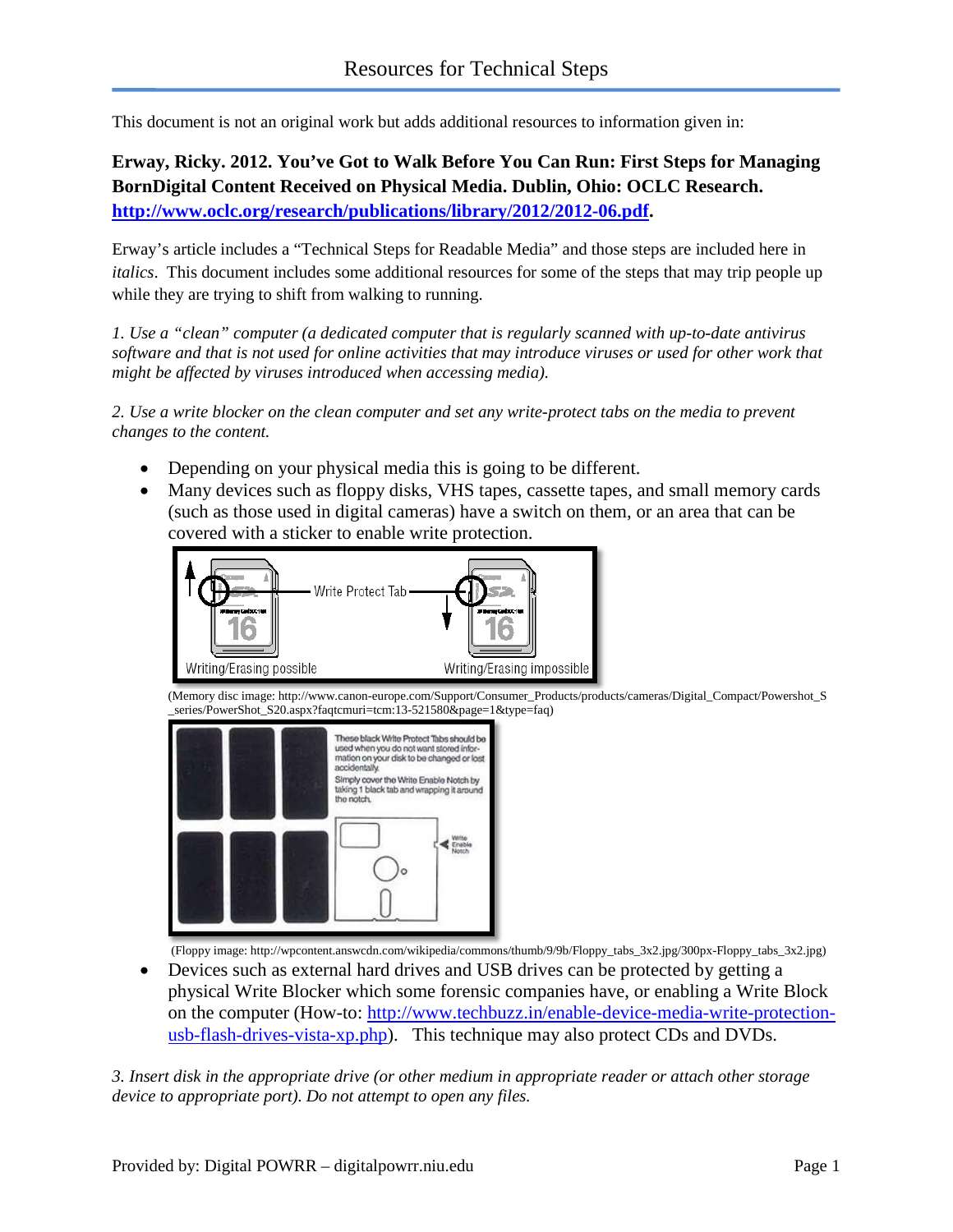# Resources for Technical Steps

This document is not an original work but adds additional resources to information given in:

**Erway, Ricky. 2012. You've Got to Walk Before You Can Run: First Steps for Managing BornDigital Content Received on Physical Media. Dublin, Ohio: OCLC Research. http://www.oclc.org/research/publications/library/2012/2012-06.pdf.**

Erway's article includes a "Technical Steps for Readable Media" and those steps are included here in *italics*. This document includes some additional resources for some of the steps that may trip people up while they are trying to shift from walking to running.

*1. Use a "clean" computer (a dedicated computer that is regularly scanned with up-to-date antivirus software and that is not used for online activities that may introduce viruses or used for other work that might be affected by viruses introduced when accessing media).*

*2. Use a write blocker on the clean computer and set any write-protect tabs on the media to prevent changes to the content.*

- Depending on your physical media this is going to be different.
- Many devices such as floppy disks, VHS tapes, cassette tapes, and small memory cards (such as those used in digital cameras) have a switch on them, or an area that can be covered with a sticker to enable write protection.

(Memory disc image: http://www.canon-europe.com/Support/Consumer_Products/products/cameras/Digital_Compact/Powershot_S_series/PowerShot_S20.aspx?faqtcmuri=tcm:13-521580&page=1&type=faq)

(Floppy image: http://wpcontent.answcdn.com/wikipedia/commons/thumb/9/9b/Floppy_tabs_3x2.jpg/300px-Floppy_tabs_3x2.jpg)

- Devices such as external hard drives and USB drives can be protected by getting a physical Write Blocker which some forensic companies have, or enabling a Write Block on the computer (How-to: http://www.techbuzz.in/enable-device-media-write-protection-usb-flash-drives-vista-xp.php). This technique may also protect CDs and DVDs.

*3. Insert disk in the appropriate drive (or other medium in appropriate reader or attach other storage device to appropriate port). Do not attempt to open any files.*

Provided by: Digital POWRR – digitalpowrr.niu.edu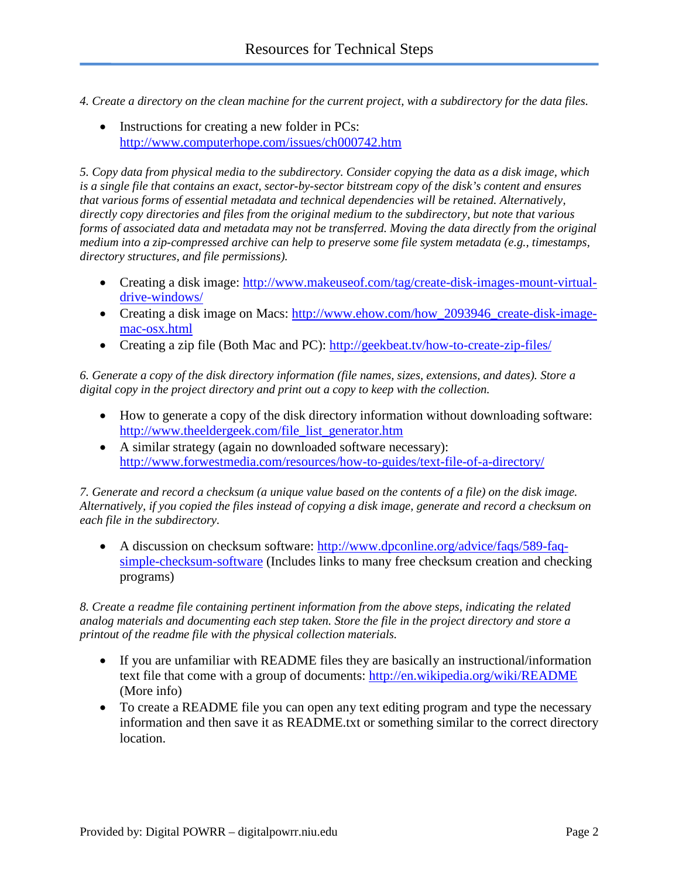*4. Create a directory on the clean machine for the current project, with a subdirectory for the data files.*

- Instructions for creating a new folder in PCs: http://www.computerhope.com/issues/ch000742.htm

*5. Copy data from physical media to the subdirectory. Consider copying the data as a disk image, which is a single file that contains an exact, sector-by-sector bitstream copy of the disk's content and ensures that various forms of essential metadata and technical dependencies will be retained. Alternatively, directly copy directories and files from the original medium to the subdirectory, but note that various forms of associated data and metadata may not be transferred. Moving the data directly from the original medium into a zip-compressed archive can help to preserve some file system metadata (e.g., timestamps, directory structures, and file permissions).*

- Creating a disk image: http://www.makeuseof.com/tag/create-disk-images-mount-virtual-drive-windows/
- Creating a disk image on Macs: http://www.ehow.com/how_2093946_create-disk-image-mac-osx.html
- Creating a zip file (Both Mac and PC): http://geekbeat.tv/how-to-create-zip-files/

*6. Generate a copy of the disk directory information (file names, sizes, extensions, and dates). Store a digital copy in the project directory and print out a copy to keep with the collection.*

- How to generate a copy of the disk directory information without downloading software: http://www.theeldergeek.com/file_list_generator.htm
- A similar strategy (again no downloaded software necessary): http://www.forwestmedia.com/resources/how-to-guides/text-file-of-a-directory/

*7. Generate and record a checksum (a unique value based on the contents of a file) on the disk image. Alternatively, if you copied the files instead of copying a disk image, generate and record a checksum on each file in the subdirectory.*

- A discussion on checksum software: http://www.dpconline.org/advice/faqs/589-faq-simple-checksum-software (Includes links to many free checksum creation and checking programs)

*8. Create a readme file containing pertinent information from the above steps, indicating the related analog materials and documenting each step taken. Store the file in the project directory and store a printout of the readme file with the physical collection materials.*

- If you are unfamiliar with README files they are basically an instructional/information text file that come with a group of documents: http://en.wikipedia.org/wiki/README (More info)
- To create a README file you can open any text editing program and type the necessary information and then save it as README.txt or something similar to the correct directory location.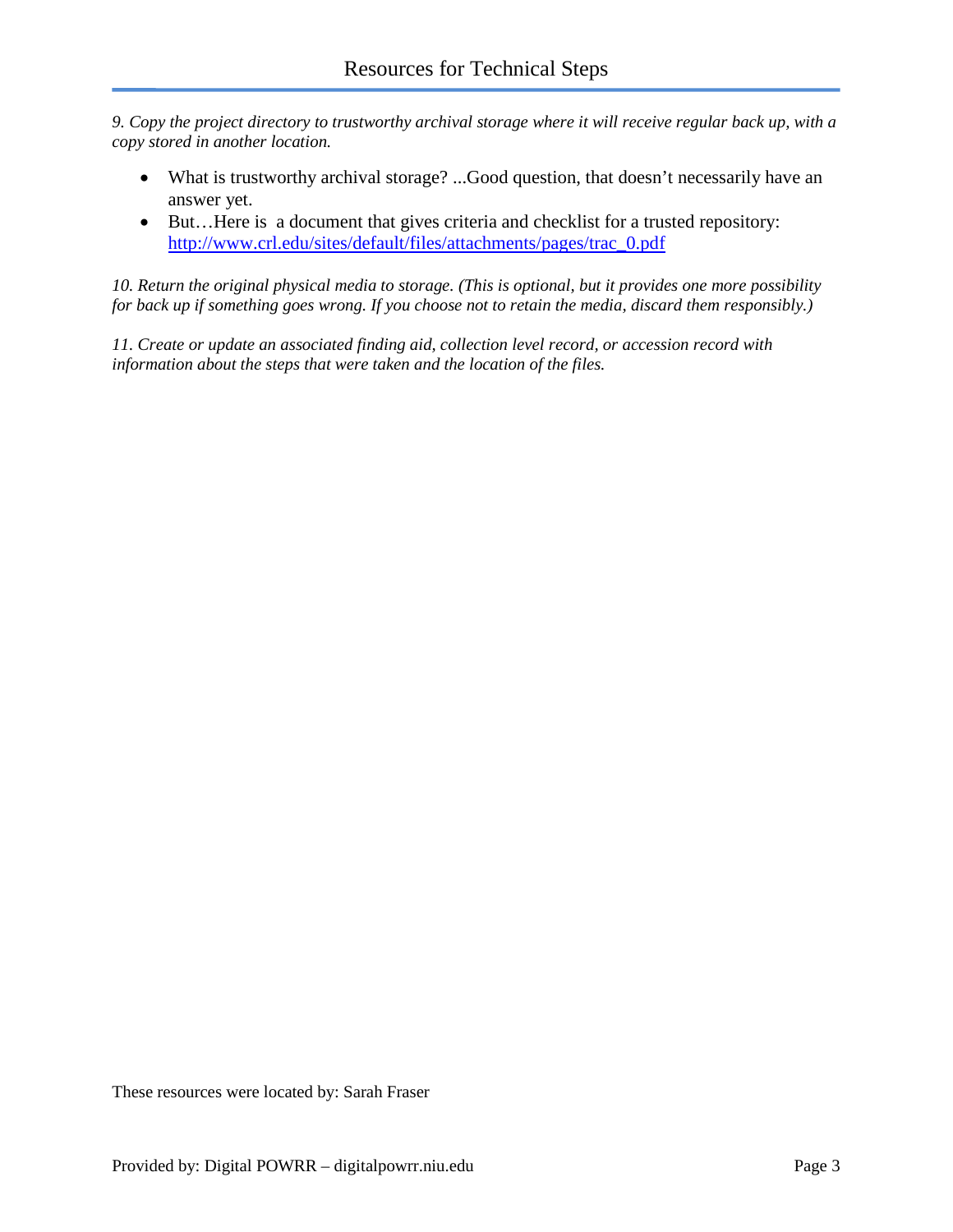*9. Copy the project directory to trustworthy archival storage where it will receive regular back up, with a copy stored in another location.*

- What is trustworthy archival storage? ...Good question, that doesn't necessarily have an answer yet.
- But…Here is a document that gives criteria and checklist for a trusted repository: [http://www.crl.edu/sites/default/files/attachments/pages/trac_0.pdf](http://www.crl.edu/sites/default/files/attachments/pages/trac_0.pdf)

*10. Return the original physical media to storage. (This is optional, but it provides one more possibility for back up if something goes wrong. If you choose not to retain the media, discard them responsibly.)*

*11. Create or update an associated finding aid, collection level record, or accession record with information about the steps that were taken and the location of the files.*

These resources were located by: Sarah Fraser